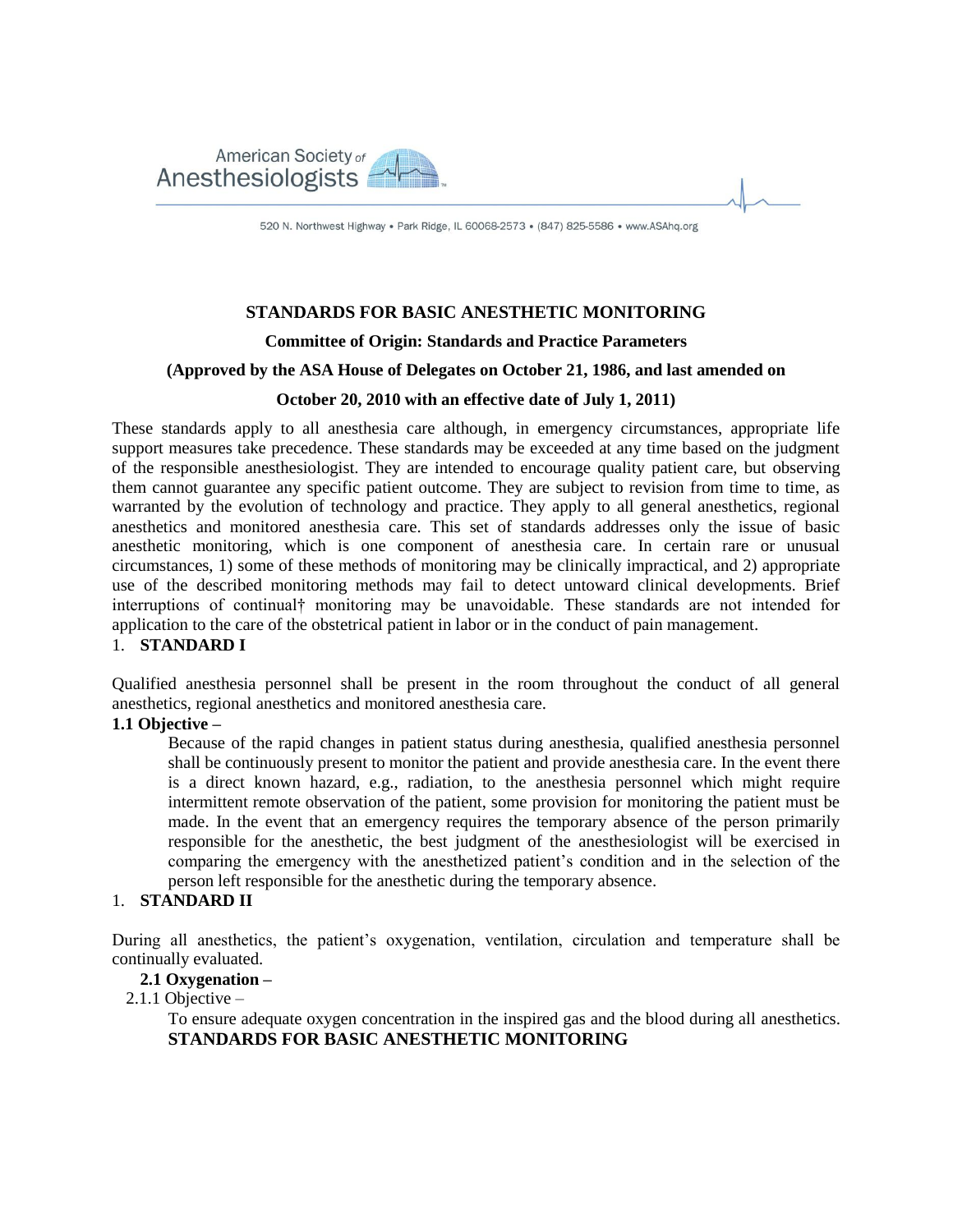American Society of Anesthesiologists

520 N. Northwest Highway • Park Ridge, IL 60068-2573 • (847) 825-5586 • www.ASAhq.org

# STANDARDS FOR BASIC ANESTHETIC MONITORING

**Committee of Origin: Standards and Practice Parameters**

**(Approved by the ASA House of Delegates on October 21, 1986, and last amended on October 20, 2010 with an effective date of July 1, 2011)**

These standards apply to all anesthesia care although, in emergency circumstances, appropriate life support measures take precedence. These standards may be exceeded at any time based on the judgment of the responsible anesthesiologist. They are intended to encourage quality patient care, but observing them cannot guarantee any specific patient outcome. They are subject to revision from time to time, as warranted by the evolution of technology and practice. They apply to all general anesthetics, regional anesthetics and monitored anesthesia care. This set of standards addresses only the issue of basic anesthetic monitoring, which is one component of anesthesia care. In certain rare or unusual circumstances, 1) some of these methods of monitoring may be clinically impractical, and 2) appropriate use of the described monitoring methods may fail to detect untoward clinical developments. Brief interruptions of continual† monitoring may be unavoidable. These standards are not intended for application to the care of the obstetrical patient in labor or in the conduct of pain management.

1. **STANDARD I**

Qualified anesthesia personnel shall be present in the room throughout the conduct of all general anesthetics, regional anesthetics and monitored anesthesia care.

**1.1 Objective –**

Because of the rapid changes in patient status during anesthesia, qualified anesthesia personnel shall be continuously present to monitor the patient and provide anesthesia care. In the event there is a direct known hazard, e.g., radiation, to the anesthesia personnel which might require intermittent remote observation of the patient, some provision for monitoring the patient must be made. In the event that an emergency requires the temporary absence of the person primarily responsible for the anesthetic, the best judgment of the anesthesiologist will be exercised in comparing the emergency with the anesthetized patient's condition and in the selection of the person left responsible for the anesthetic during the temporary absence.

1. **STANDARD II**

During all anesthetics, the patient's oxygenation, ventilation, circulation and temperature shall be continually evaluated.

**2.1 Oxygenation –**

2.1.1 Objective –

To ensure adequate oxygen concentration in the inspired gas and the blood during all anesthetics.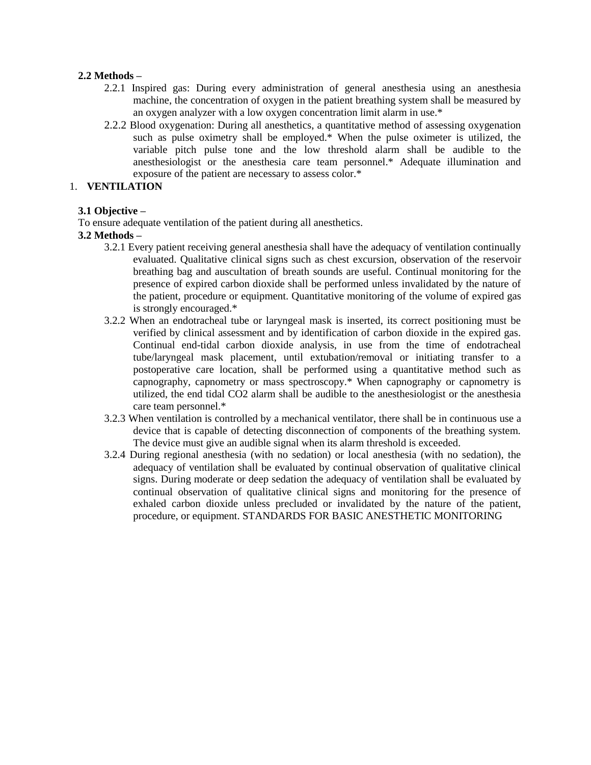**2.2 Methods –**

2.2.1 Inspired gas: During every administration of general anesthesia using an anesthesia machine, the concentration of oxygen in the patient breathing system shall be measured by an oxygen analyzer with a low oxygen concentration limit alarm in use.*

2.2.2 Blood oxygenation: During all anesthetics, a quantitative method of assessing oxygenation such as pulse oximetry shall be employed.* When the pulse oximeter is utilized, the variable pitch pulse tone and the low threshold alarm shall be audible to the anesthesiologist or the anesthesia care team personnel.* Adequate illumination and exposure of the patient are necessary to assess color.*

1. **VENTILATION**

**3.1 Objective –**

To ensure adequate ventilation of the patient during all anesthetics.

**3.2 Methods –**

3.2.1 Every patient receiving general anesthesia shall have the adequacy of ventilation continually evaluated. Qualitative clinical signs such as chest excursion, observation of the reservoir breathing bag and auscultation of breath sounds are useful. Continual monitoring for the presence of expired carbon dioxide shall be performed unless invalidated by the nature of the patient, procedure or equipment. Quantitative monitoring of the volume of expired gas is strongly encouraged.*

3.2.2 When an endotracheal tube or laryngeal mask is inserted, its correct positioning must be verified by clinical assessment and by identification of carbon dioxide in the expired gas. Continual end-tidal carbon dioxide analysis, in use from the time of endotracheal tube/laryngeal mask placement, until extubation/removal or initiating transfer to a postoperative care location, shall be performed using a quantitative method such as capnography, capnometry or mass spectroscopy.* When capnography or capnometry is utilized, the end tidal $CO_2$ alarm shall be audible to the anesthesiologist or the anesthesia care team personnel.*

3.2.3 When ventilation is controlled by a mechanical ventilator, there shall be in continuous use a device that is capable of detecting disconnection of components of the breathing system. The device must give an audible signal when its alarm threshold is exceeded.

3.2.4 During regional anesthesia (with no sedation) or local anesthesia (with no sedation), the adequacy of ventilation shall be evaluated by continual observation of qualitative clinical signs. During moderate or deep sedation the adequacy of ventilation shall be evaluated by continual observation of qualitative clinical signs and monitoring for the presence of exhaled carbon dioxide unless precluded or invalidated by the nature of the patient, procedure, or equipment. STANDARDS FOR BASIC ANESTHETIC MONITORING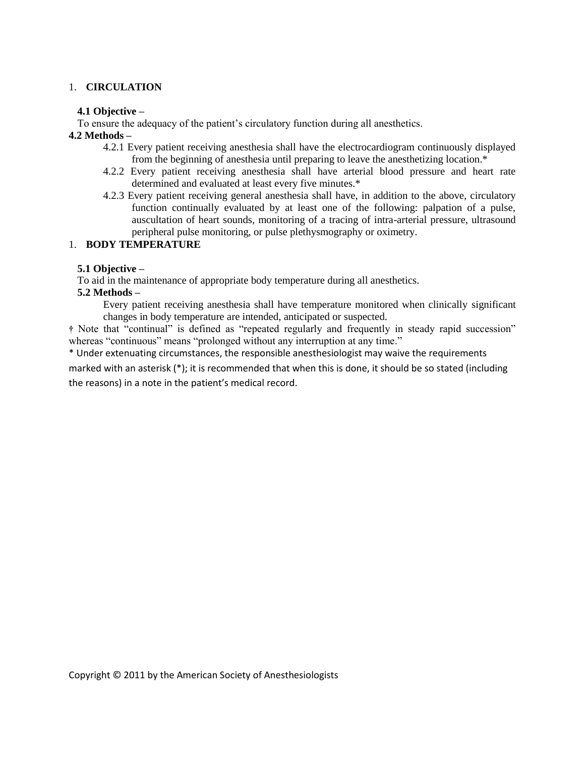1. **CIRCULATION**

**4.1 Objective –**

To ensure the adequacy of the patient's circulatory function during all anesthetics.

**4.2 Methods –**

4.2.1 Every patient receiving anesthesia shall have the electrocardiogram continuously displayed from the beginning of anesthesia until preparing to leave the anesthetizing location.*

4.2.2 Every patient receiving anesthesia shall have arterial blood pressure and heart rate determined and evaluated at least every five minutes.*

4.2.3 Every patient receiving general anesthesia shall have, in addition to the above, circulatory function continually evaluated by at least one of the following: palpation of a pulse, auscultation of heart sounds, monitoring of a tracing of intra-arterial pressure, ultrasound peripheral pulse monitoring, or pulse plethysmography or oximetry.

1. **BODY TEMPERATURE**

**5.1 Objective –**

To aid in the maintenance of appropriate body temperature during all anesthetics.

**5.2 Methods –**

Every patient receiving anesthesia shall have temperature monitored when clinically significant changes in body temperature are intended, anticipated or suspected.

† Note that "continual" is defined as "repeated regularly and frequently in steady rapid succession" whereas "continuous" means "prolonged without any interruption at any time."

* Under extenuating circumstances, the responsible anesthesiologist may waive the requirements marked with an asterisk (*); it is recommended that when this is done, it should be so stated (including the reasons) in a note in the patient's medical record.

Copyright © 2011 by the American Society of Anesthesiologists